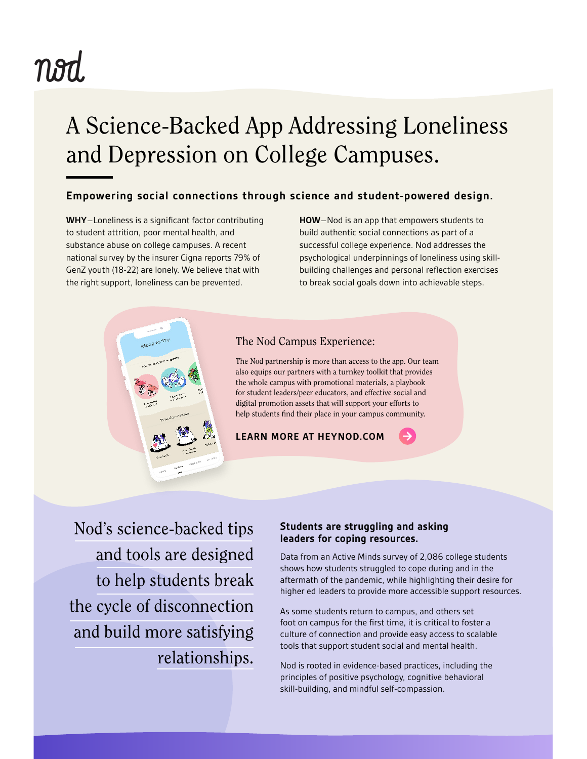nod

# A Science-Backed App Addressing Loneliness and Depression on College Campuses.

**Empowering social connections through science and student-powered design.**

**WHY**—Loneliness is a significant factor contributing to student attrition, poor mental health, and substance abuse on college campuses. A recent national survey by the insurer Cigna reports 79% of GenZ youth (18-22) are lonely. We believe that with the right support, loneliness can be prevented.

**HOW**—Nod is an app that empowers students to build authentic social connections as part of a successful college experience. Nod addresses the psychological underpinnings of loneliness using skill-building challenges and personal reflection exercises to break social goals down into achievable steps.

## The Nod Campus Experience:

The Nod partnership is more than access to the app. Our team also equips our partners with a turnkey toolkit that provides the whole campus with promotional materials, a playbook for student leaders/peer educators, and effective social and digital promotion assets that will support your efforts to help students find their place in your campus community.

**LEARN MORE AT HEYNOD.COM**

Nod's science-backed tips and tools are designed to help students break the cycle of disconnection and build more satisfying relationships.

### Students are struggling and asking leaders for coping resources.

Data from an Active Minds survey of 2,086 college students shows how students struggled to cope during and in the aftermath of the pandemic, while highlighting their desire for higher ed leaders to provide more accessible support resources.

As some students return to campus, and others set foot on campus for the first time, it is critical to foster a culture of connection and provide easy access to scalable tools that support student social and mental health.

Nod is rooted in evidence-based practices, including the principles of positive psychology, cognitive behavioral skill-building, and mindful self-compassion.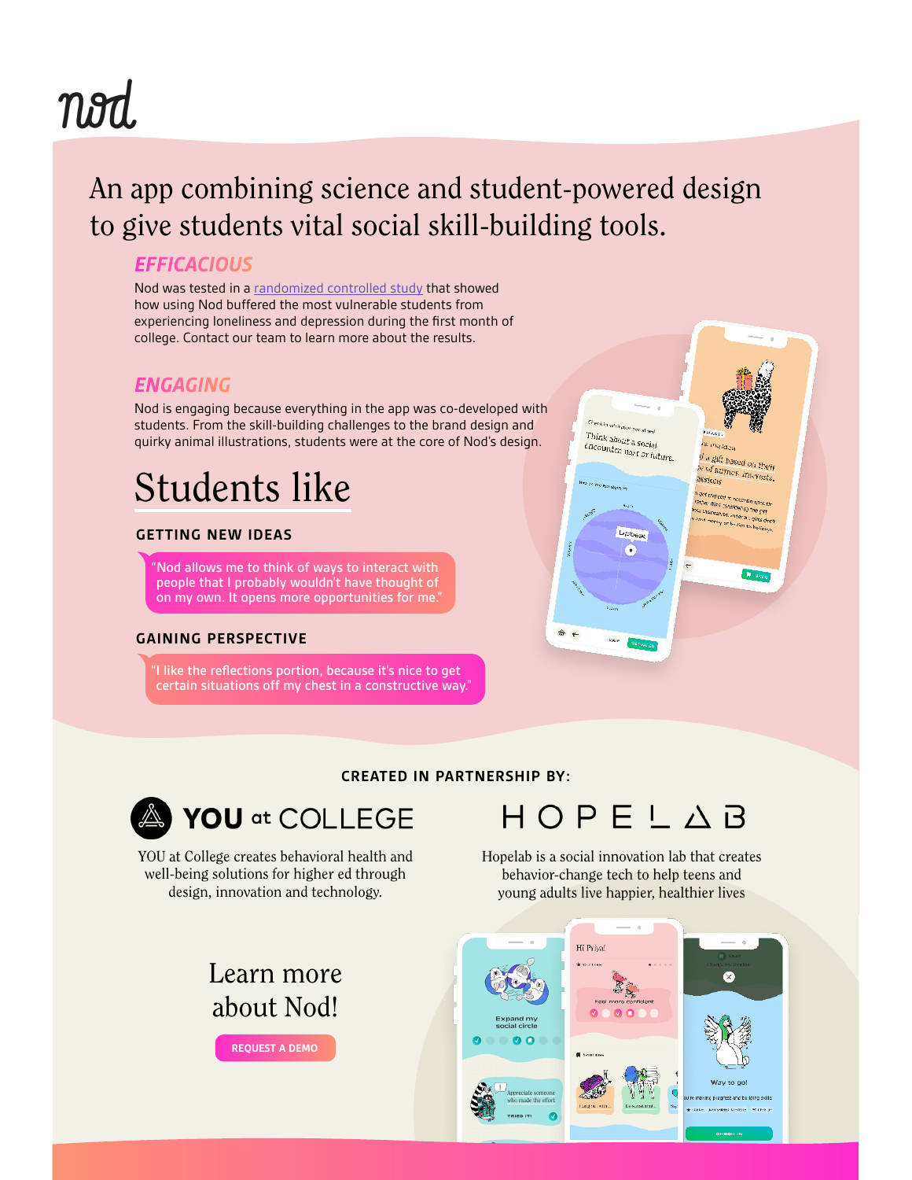# nod

## An app combining science and student-powered design to give students vital social skill-building tools.

### *EFFICACIOUS*

Nod was tested in a randomized controlled study that showed how using Nod buffered the most vulnerable students from experiencing loneliness and depression during the first month of college. Contact our team to learn more about the results.

### *ENGAGING*

Nod is engaging because everything in the app was co-developed with students. From the skill-building challenges to the brand design and quirky animal illustrations, students were at the core of Nod's design.

## Students like

### GETTING NEW IDEAS

"Nod allows me to think of ways to interact with people that I probably wouldn't have thought of on my own. It opens more opportunities for me."

### GAINING PERSPECTIVE

"I like the reflections portion, because it's nice to get certain situations off my chest in a constructive way."

### CREATED IN PARTNERSHIP BY:

**YOU at COLLEGE**

YOU at College creates behavioral health and well-being solutions for higher ed through design, innovation and technology.

**HOPELAB**

Hopelab is a social innovation lab that creates behavior-change tech to help teens and young adults live happier, healthier lives

## Learn more about Nod!

REQUEST A DEMO